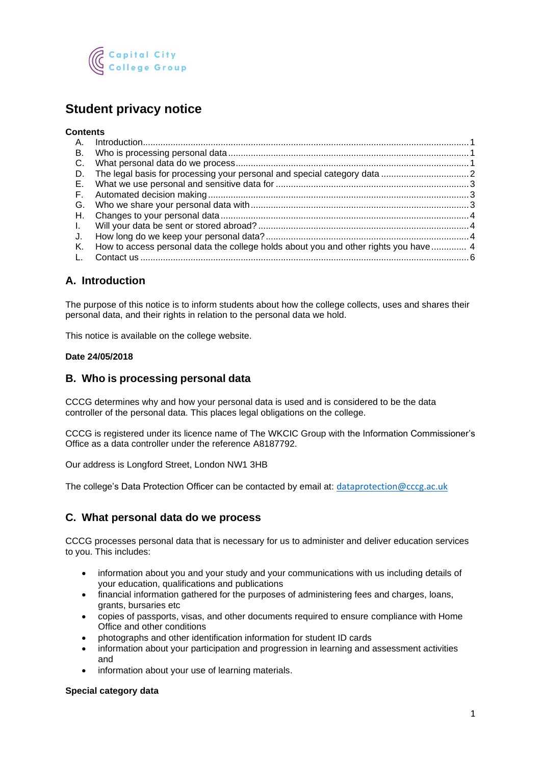Capital City College Group

# Student privacy notice

**Contents**

A. Introduction ..... 1
B. Who is processing personal data ..... 1
C. What personal data do we process ..... 1
D. The legal basis for processing your personal and special category data ..... 2
E. What we use personal and sensitive data for ..... 3
F. Automated decision making ..... 3
G. Who we share your personal data with ..... 3
H. Changes to your personal data ..... 4
I. Will your data be sent or stored abroad? ..... 4
J. How long do we keep your personal data? ..... 4
K. How to access personal data the college holds about you and other rights you have ..... 4
L. Contact us ..... 6

## A. Introduction

The purpose of this notice is to inform students about how the college collects, uses and shares their personal data, and their rights in relation to the personal data we hold.

This notice is available on the college website.

**Date 24/05/2018**

## B. Who is processing personal data

CCCG determines why and how your personal data is used and is considered to be the data controller of the personal data. This places legal obligations on the college.

CCCG is registered under its licence name of The WKCIC Group with the Information Commissioner's Office as a data controller under the reference A8187792.

Our address is Longford Street, London NW1 3HB

The college's Data Protection Officer can be contacted by email at: dataprotection@cccg.ac.uk

## C. What personal data do we process

CCCG processes personal data that is necessary for us to administer and deliver education services to you. This includes:

- information about you and your study and your communications with us including details of your education, qualifications and publications
- financial information gathered for the purposes of administering fees and charges, loans, grants, bursaries etc
- copies of passports, visas, and other documents required to ensure compliance with Home Office and other conditions
- photographs and other identification information for student ID cards
- information about your participation and progression in learning and assessment activities and
- information about your use of learning materials.

**Special category data**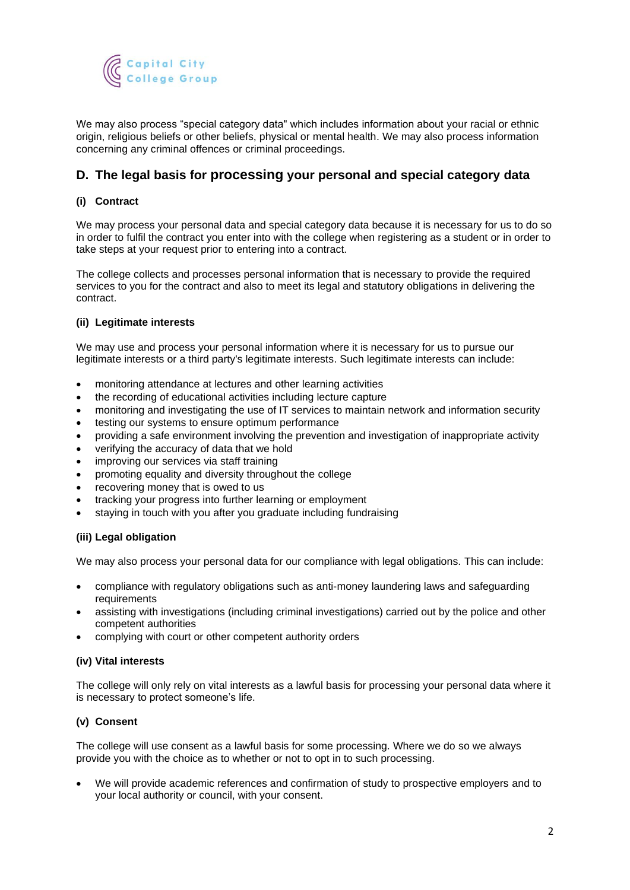We may also process “special category data" which includes information about your racial or ethnic origin, religious beliefs or other beliefs, physical or mental health. We may also process information concerning any criminal offences or criminal proceedings.

## D. The legal basis for processing your personal and special category data

### (i) Contract

We may process your personal data and special category data because it is necessary for us to do so in order to fulfil the contract you enter into with the college when registering as a student or in order to take steps at your request prior to entering into a contract.

The college collects and processes personal information that is necessary to provide the required services to you for the contract and also to meet its legal and statutory obligations in delivering the contract.

### (ii) Legitimate interests

We may use and process your personal information where it is necessary for us to pursue our legitimate interests or a third party's legitimate interests. Such legitimate interests can include:

- monitoring attendance at lectures and other learning activities
- the recording of educational activities including lecture capture
- monitoring and investigating the use of IT services to maintain network and information security
- testing our systems to ensure optimum performance
- providing a safe environment involving the prevention and investigation of inappropriate activity
- verifying the accuracy of data that we hold
- improving our services via staff training
- promoting equality and diversity throughout the college
- recovering money that is owed to us
- tracking your progress into further learning or employment
- staying in touch with you after you graduate including fundraising

### (iii) Legal obligation

We may also process your personal data for our compliance with legal obligations. This can include:

- compliance with regulatory obligations such as anti-money laundering laws and safeguarding requirements
- assisting with investigations (including criminal investigations) carried out by the police and other competent authorities
- complying with court or other competent authority orders

### (iv) Vital interests

The college will only rely on vital interests as a lawful basis for processing your personal data where it is necessary to protect someone’s life.

### (v) Consent

The college will use consent as a lawful basis for some processing. Where we do so we always provide you with the choice as to whether or not to opt in to such processing.

- We will provide academic references and confirmation of study to prospective employers and to your local authority or council, with your consent.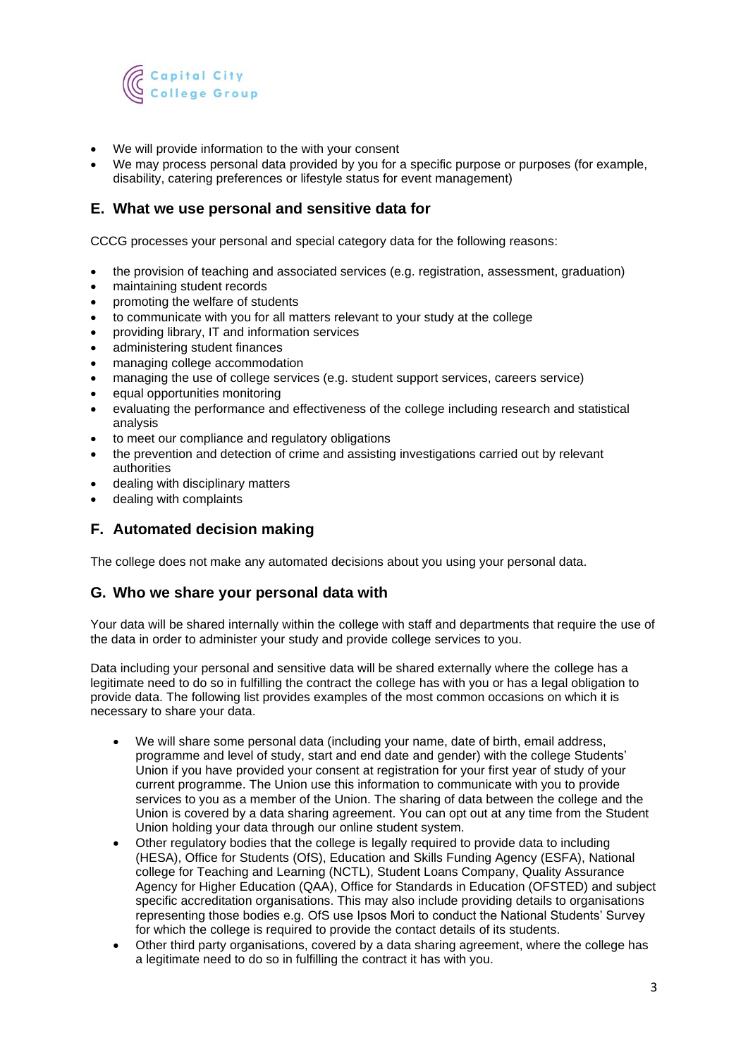- We will provide information to the with your consent
- We may process personal data provided by you for a specific purpose or purposes (for example, disability, catering preferences or lifestyle status for event management)

## E. What we use personal and sensitive data for

CCCG processes your personal and special category data for the following reasons:

- the provision of teaching and associated services (e.g. registration, assessment, graduation)
- maintaining student records
- promoting the welfare of students
- to communicate with you for all matters relevant to your study at the college
- providing library, IT and information services
- administering student finances
- managing college accommodation
- managing the use of college services (e.g. student support services, careers service)
- equal opportunities monitoring
- evaluating the performance and effectiveness of the college including research and statistical analysis
- to meet our compliance and regulatory obligations
- the prevention and detection of crime and assisting investigations carried out by relevant authorities
- dealing with disciplinary matters
- dealing with complaints

## F. Automated decision making

The college does not make any automated decisions about you using your personal data.

## G. Who we share your personal data with

Your data will be shared internally within the college with staff and departments that require the use of the data in order to administer your study and provide college services to you.

Data including your personal and sensitive data will be shared externally where the college has a legitimate need to do so in fulfilling the contract the college has with you or has a legal obligation to provide data. The following list provides examples of the most common occasions on which it is necessary to share your data.

- We will share some personal data (including your name, date of birth, email address, programme and level of study, start and end date and gender) with the college Students' Union if you have provided your consent at registration for your first year of study of your current programme. The Union use this information to communicate with you to provide services to you as a member of the Union. The sharing of data between the college and the Union is covered by a data sharing agreement. You can opt out at any time from the Student Union holding your data through our online student system.
- Other regulatory bodies that the college is legally required to provide data to including (HESA), Office for Students (OfS), Education and Skills Funding Agency (ESFA), National college for Teaching and Learning (NCTL), Student Loans Company, Quality Assurance Agency for Higher Education (QAA), Office for Standards in Education (OFSTED) and subject specific accreditation organisations. This may also include providing details to organisations representing those bodies e.g. OfS use Ipsos Mori to conduct the National Students' Survey for which the college is required to provide the contact details of its students.
- Other third party organisations, covered by a data sharing agreement, where the college has a legitimate need to do so in fulfilling the contract it has with you.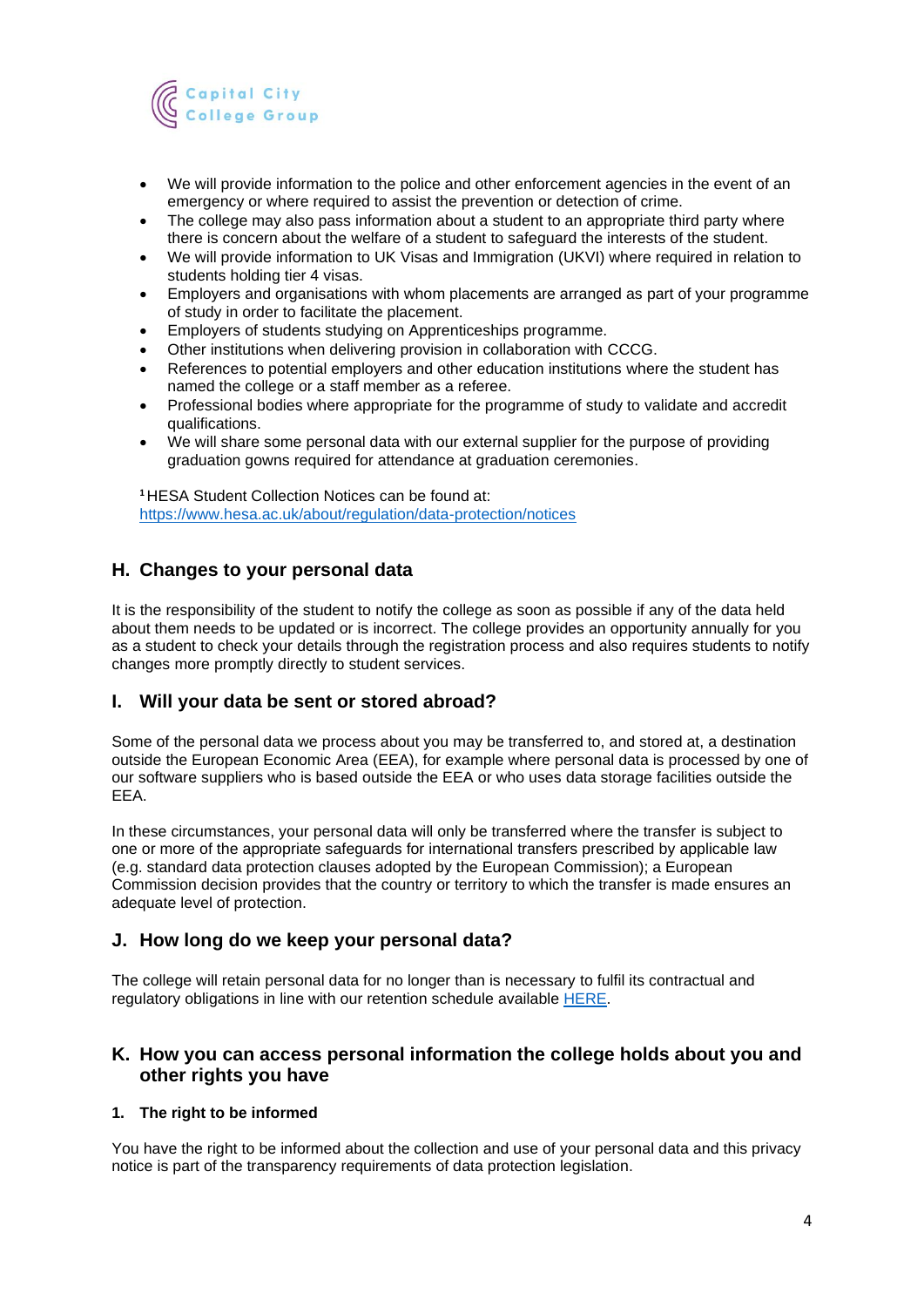- We will provide information to the police and other enforcement agencies in the event of an emergency or where required to assist the prevention or detection of crime.
- The college may also pass information about a student to an appropriate third party where there is concern about the welfare of a student to safeguard the interests of the student.
- We will provide information to UK Visas and Immigration (UKVI) where required in relation to students holding tier 4 visas.
- Employers and organisations with whom placements are arranged as part of your programme of study in order to facilitate the placement.
- Employers of students studying on Apprenticeships programme.
- Other institutions when delivering provision in collaboration with CCCG.
- References to potential employers and other education institutions where the student has named the college or a staff member as a referee.
- Professional bodies where appropriate for the programme of study to validate and accredit qualifications.
- We will share some personal data with our external supplier for the purpose of providing graduation gowns required for attendance at graduation ceremonies.

[1] HESA Student Collection Notices can be found at: https://www.hesa.ac.uk/about/regulation/data-protection/notices

## H. Changes to your personal data

It is the responsibility of the student to notify the college as soon as possible if any of the data held about them needs to be updated or is incorrect. The college provides an opportunity annually for you as a student to check your details through the registration process and also requires students to notify changes more promptly directly to student services.

## I. Will your data be sent or stored abroad?

Some of the personal data we process about you may be transferred to, and stored at, a destination outside the European Economic Area (EEA), for example where personal data is processed by one of our software suppliers who is based outside the EEA or who uses data storage facilities outside the EEA.

In these circumstances, your personal data will only be transferred where the transfer is subject to one or more of the appropriate safeguards for international transfers prescribed by applicable law (e.g. standard data protection clauses adopted by the European Commission); a European Commission decision provides that the country or territory to which the transfer is made ensures an adequate level of protection.

## J. How long do we keep your personal data?

The college will retain personal data for no longer than is necessary to fulfil its contractual and regulatory obligations in line with our retention schedule available HERE.

## K. How you can access personal information the college holds about you and other rights you have

### 1. The right to be informed

You have the right to be informed about the collection and use of your personal data and this privacy notice is part of the transparency requirements of data protection legislation.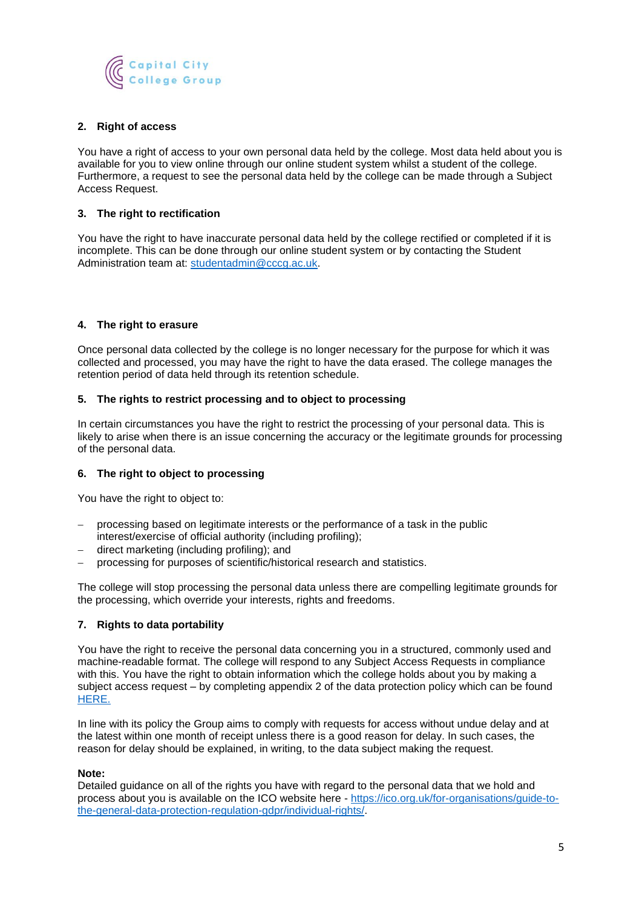## 2. Right of access

You have a right of access to your own personal data held by the college. Most data held about you is available for you to view online through our online student system whilst a student of the college. Furthermore, a request to see the personal data held by the college can be made through a Subject Access Request.

## 3. The right to rectification

You have the right to have inaccurate personal data held by the college rectified or completed if it is incomplete. This can be done through our online student system or by contacting the Student Administration team at: [studentadmin@cccg.ac.uk](mailto:studentadmin@cccg.ac.uk).

## 4. The right to erasure

Once personal data collected by the college is no longer necessary for the purpose for which it was collected and processed, you may have the right to have the data erased. The college manages the retention period of data held through its retention schedule.

## 5. The rights to restrict processing and to object to processing

In certain circumstances you have the right to restrict the processing of your personal data. This is likely to arise when there is an issue concerning the accuracy or the legitimate grounds for processing of the personal data.

## 6. The right to object to processing

You have the right to object to:

- processing based on legitimate interests or the performance of a task in the public interest/exercise of official authority (including profiling);
- direct marketing (including profiling); and
- processing for purposes of scientific/historical research and statistics.

The college will stop processing the personal data unless there are compelling legitimate grounds for the processing, which override your interests, rights and freedoms.

## 7. Rights to data portability

You have the right to receive the personal data concerning you in a structured, commonly used and machine-readable format. The college will respond to any Subject Access Requests in compliance with this. You have the right to obtain information which the college holds about you by making a subject access request – by completing appendix 2 of the data protection policy which can be found HERE.

In line with its policy the Group aims to comply with requests for access without undue delay and at the latest within one month of receipt unless there is a good reason for delay. In such cases, the reason for delay should be explained, in writing, to the data subject making the request.

**Note:**
Detailed guidance on all of the rights you have with regard to the personal data that we hold and process about you is available on the ICO website here - https://ico.org.uk/for-organisations/guide-to-the-general-data-protection-regulation-gdpr/individual-rights/.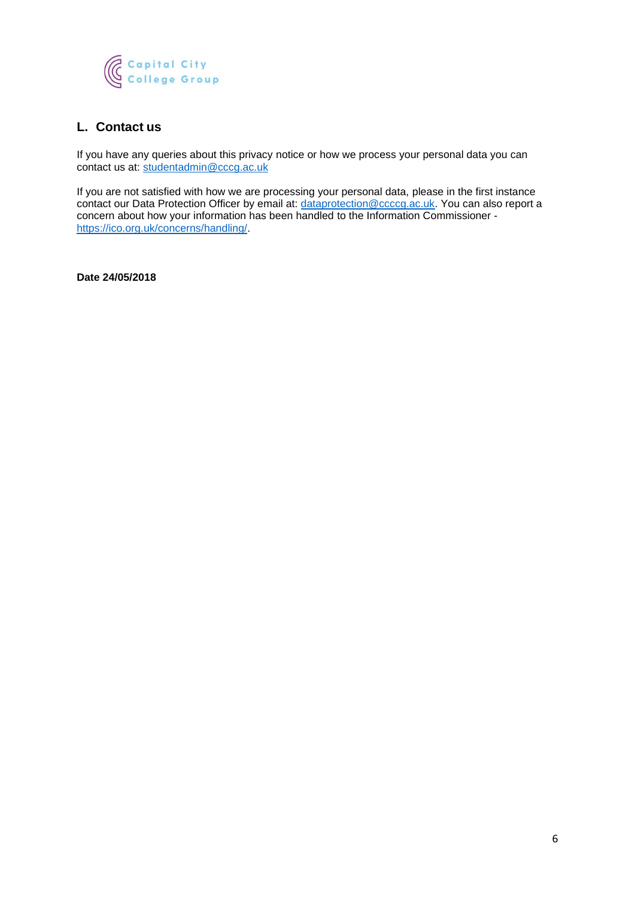## L. Contact us

If you have any queries about this privacy notice or how we process your personal data you can contact us at: studentadmin@cccg.ac.uk

If you are not satisfied with how we are processing your personal data, please in the first instance contact our Data Protection Officer by email at: dataprotection@ccccg.ac.uk. You can also report a concern about how your information has been handled to the Information Commissioner - https://ico.org.uk/concerns/handling/.

**Date 24/05/2018**